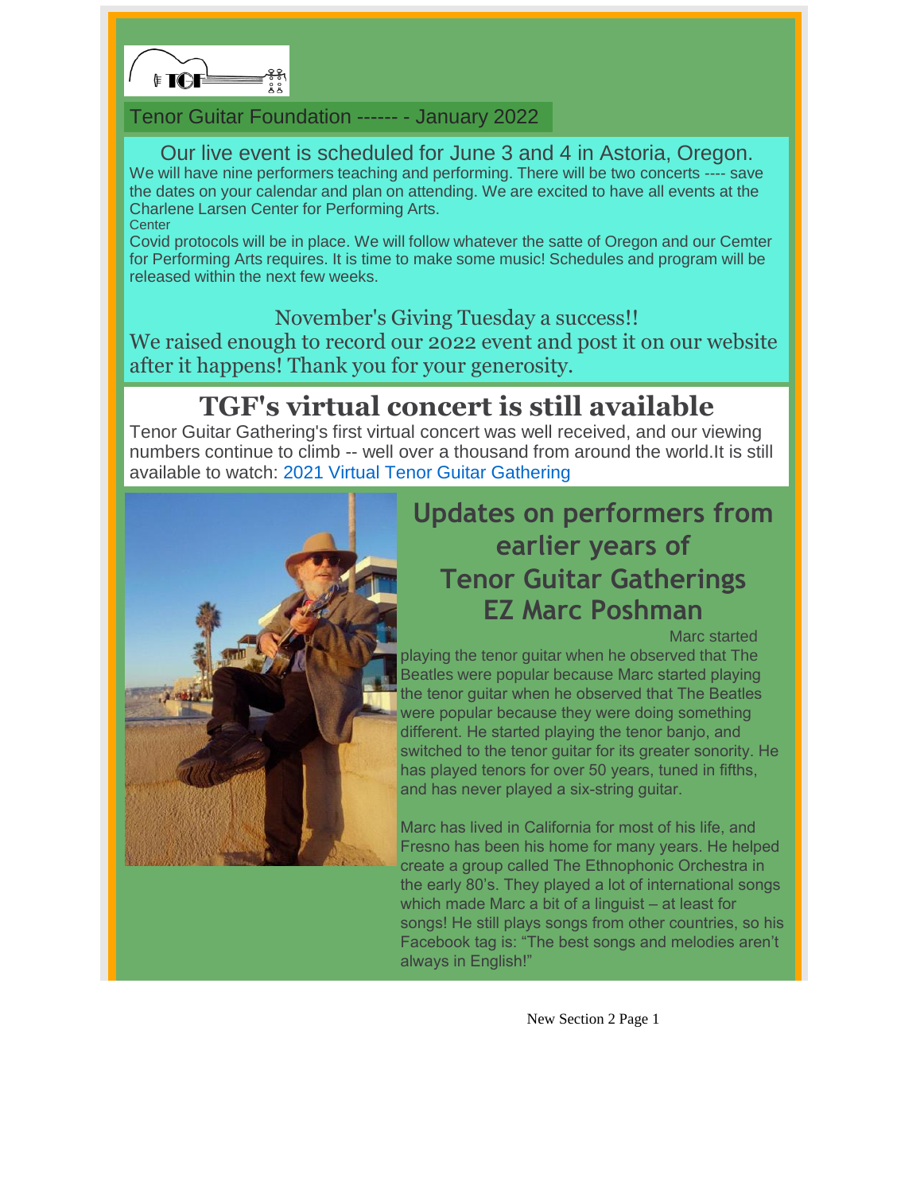Tenor Guitar Foundation ------ - January 2022

Our live event is scheduled for June 3 and 4 in Astoria, Oregon.

We will have nine performers teaching and performing. There will be two concerts ---- save the dates on your calendar and plan on attending. We are excited to have all events at the Charlene Larsen Center for Performing Arts.

Center

Covid protocols will be in place. We will follow whatever the satte of Oregon and our Cemter for Performing Arts requires. It is time to make some music! Schedules and program will be released within the next few weeks.

November's Giving Tuesday a success!!

We raised enough to record our 2022 event and post it on our website after it happens! Thank you for your generosity.

# TGF's virtual concert is still available

Tenor Guitar Gathering's first virtual concert was well received, and our viewing numbers continue to climb -- well over a thousand from around the world.It is still available to watch: 2021 Virtual Tenor Guitar Gathering

## Updates on performers from earlier years of Tenor Guitar Gatherings EZ Marc Poshman

Marc started playing the tenor guitar when he observed that The Beatles were popular because Marc started playing the tenor guitar when he observed that The Beatles were popular because they were doing something different. He started playing the tenor banjo, and switched to the tenor guitar for its greater sonority. He has played tenors for over 50 years, tuned in fifths, and has never played a six-string guitar.

Marc has lived in California for most of his life, and Fresno has been his home for many years. He helped create a group called The Ethnophonic Orchestra in the early 80's. They played a lot of international songs which made Marc a bit of a linguist – at least for songs! He still plays songs from other countries, so his Facebook tag is: "The best songs and melodies aren't always in English!"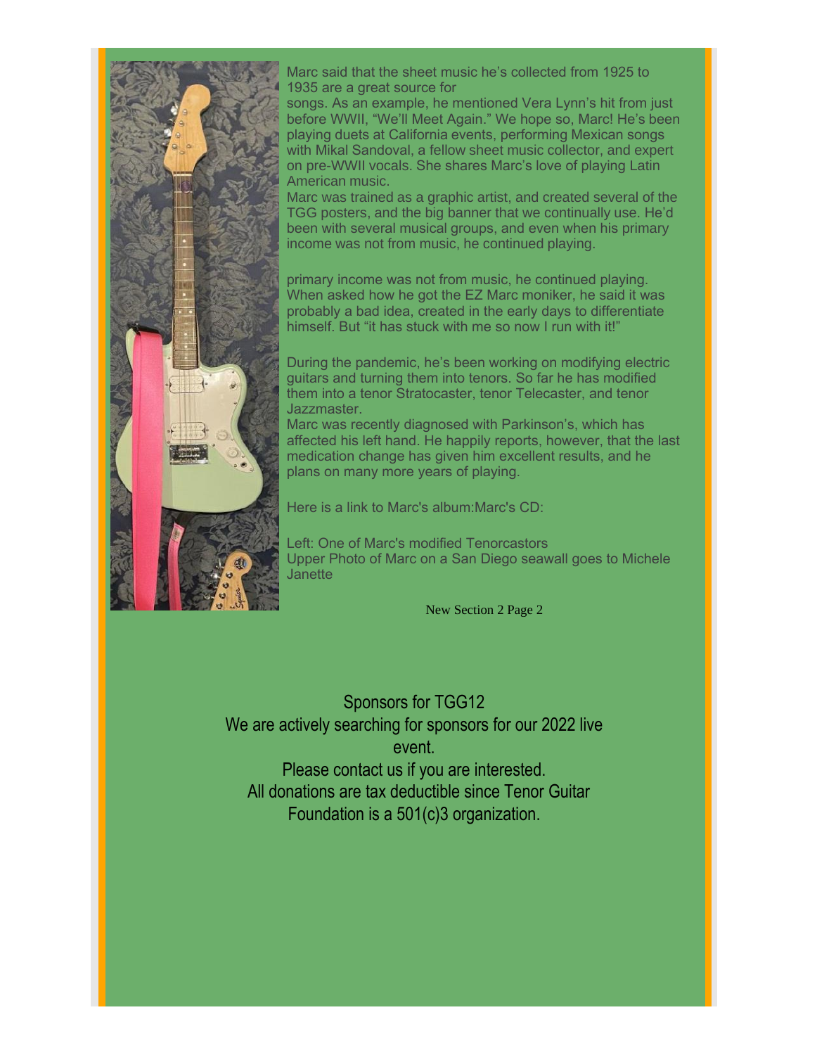Marc said that the sheet music he's collected from 1925 to 1935 are a great source for songs. As an example, he mentioned Vera Lynn's hit from just before WWII, "We'll Meet Again." We hope so, Marc! He's been playing duets at California events, performing Mexican songs with Mikal Sandoval, a fellow sheet music collector, and expert on pre-WWII vocals. She shares Marc's love of playing Latin American music.

Marc was trained as a graphic artist, and created several of the TGG posters, and the big banner that we continually use. He'd been with several musical groups, and even when his primary income was not from music, he continued playing.

primary income was not from music, he continued playing. When asked how he got the EZ Marc moniker, he said it was probably a bad idea, created in the early days to differentiate himself. But "it has stuck with me so now I run with it!"

During the pandemic, he's been working on modifying electric guitars and turning them into tenors. So far he has modified them into a tenor Stratocaster, tenor Telecaster, and tenor Jazzmaster.

Marc was recently diagnosed with Parkinson's, which has affected his left hand. He happily reports, however, that the last medication change has given him excellent results, and he plans on many more years of playing.

Here is a link to Marc's album:Marc's CD:

Left: One of Marc's modified Tenorcastors
Upper Photo of Marc on a San Diego seawall goes to Michele Janette

New Section 2 Page 2

Sponsors for TGG12
We are actively searching for sponsors for our 2022 live event.
Please contact us if you are interested.
All donations are tax deductible since Tenor Guitar Foundation is a 501(c)3 organization.